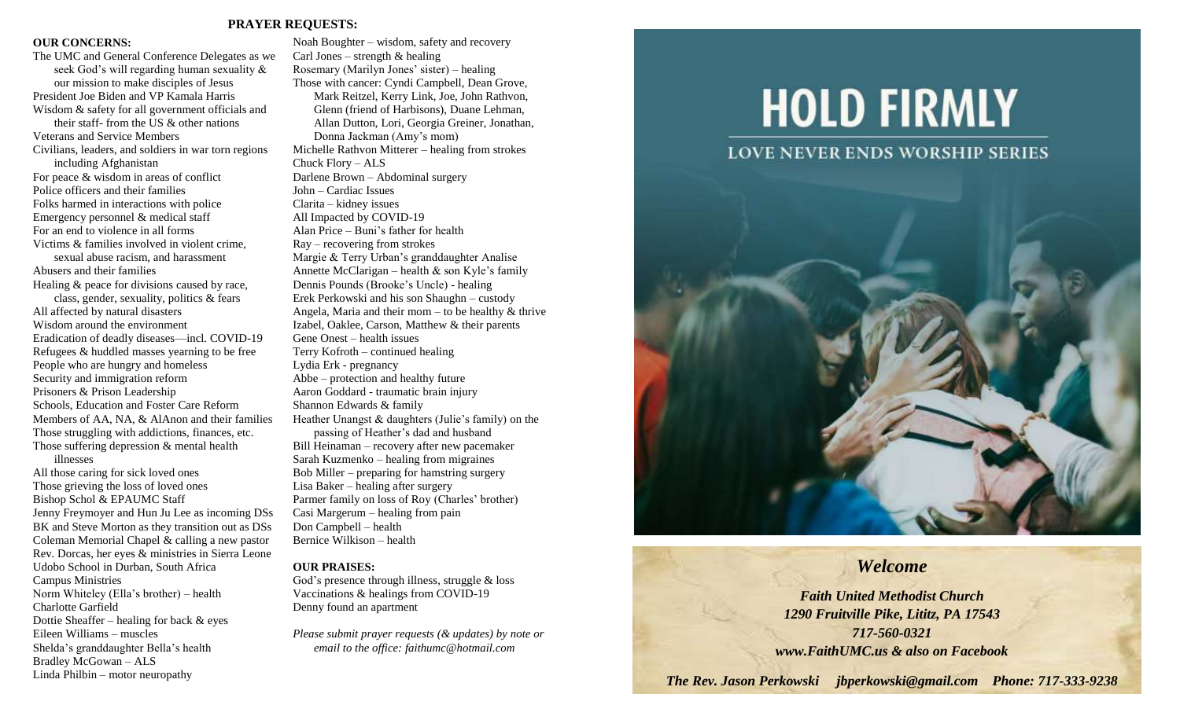## PRAYER REQUESTS:

**OUR CONCERNS:**

The UMC and General Conference Delegates as we seek God's will regarding human sexuality & our mission to make disciples of Jesus
President Joe Biden and VP Kamala Harris
Wisdom & safety for all government officials and their staff- from the US & other nations
Veterans and Service Members
Civilians, leaders, and soldiers in war torn regions including Afghanistan
For peace & wisdom in areas of conflict
Police officers and their families
Folks harmed in interactions with police
Emergency personnel & medical staff
For an end to violence in all forms
Victims & families involved in violent crime, sexual abuse racism, and harassment
Abusers and their families
Healing & peace for divisions caused by race, class, gender, sexuality, politics & fears
All affected by natural disasters
Wisdom around the environment
Eradication of deadly diseases—incl. COVID-19
Refugees & huddled masses yearning to be free
People who are hungry and homeless
Security and immigration reform
Prisoners & Prison Leadership
Schools, Education and Foster Care Reform
Members of AA, NA, & AlAnon and their families
Those struggling with addictions, finances, etc.
Those suffering depression & mental health illnesses
All those caring for sick loved ones
Those grieving the loss of loved ones
Bishop Schol & EPAUMC Staff
Jenny Freymoyer and Hun Ju Lee as incoming DSs
BK and Steve Morton as they transition out as DSs
Coleman Memorial Chapel & calling a new pastor
Rev. Dorcas, her eyes & ministries in Sierra Leone
Udobo School in Durban, South Africa
Campus Ministries
Norm Whiteley (Ella's brother) – health
Charlotte Garfield
Dottie Sheaffer – healing for back & eyes
Eileen Williams – muscles
Shelda's granddaughter Bella's health
Bradley McGowan – ALS
Linda Philbin – motor neuropathy
Noah Boughter – wisdom, safety and recovery
Carl Jones – strength & healing
Rosemary (Marilyn Jones' sister) – healing
Those with cancer: Cyndi Campbell, Dean Grove, Mark Reitzel, Kerry Link, Joe, John Rathvon, Glenn (friend of Harbisons), Duane Lehman, Allan Dutton, Lori, Georgia Greiner, Jonathan, Donna Jackman (Amy's mom)
Michelle Rathvon Mitterer – healing from strokes
Chuck Flory – ALS
Darlene Brown – Abdominal surgery
John – Cardiac Issues
Clarita – kidney issues
All Impacted by COVID-19
Alan Price – Buni's father for health
Ray – recovering from strokes
Margie & Terry Urban's granddaughter Analise
Annette McClarigan – health & son Kyle's family
Dennis Pounds (Brooke's Uncle) - healing
Erek Perkowski and his son Shaughn – custody
Angela, Maria and their mom – to be healthy & thrive
Izabel, Oaklee, Carson, Matthew & their parents
Gene Onest – health issues
Terry Kofroth – continued healing
Lydia Erk - pregnancy
Abbe – protection and healthy future
Aaron Goddard - traumatic brain injury
Shannon Edwards & family
Heather Unangst & daughters (Julie's family) on the passing of Heather's dad and husband
Bill Heinaman – recovery after new pacemaker
Sarah Kuzmenko – healing from migraines
Bob Miller – preparing for hamstring surgery
Lisa Baker – healing after surgery
Parmer family on loss of Roy (Charles' brother)
Casi Margerum – healing from pain
Don Campbell – health
Bernice Wilkison – health

**OUR PRAISES:**

God's presence through illness, struggle & loss
Vaccinations & healings from COVID-19
Denny found an apartment

*Please submit prayer requests (& updates) by note or email to the office: faithumc@hotmail.com*

# HOLD FIRMLY

LOVE NEVER ENDS WORSHIP SERIES

## *Welcome*

***Faith United Methodist Church***
***1290 Fruitville Pike, Lititz, PA 17543***
***717-560-0321***
***www.FaithUMC.us & also on Facebook***

***The Rev. Jason Perkowski jbperkowski@gmail.com Phone: 717-333-9238***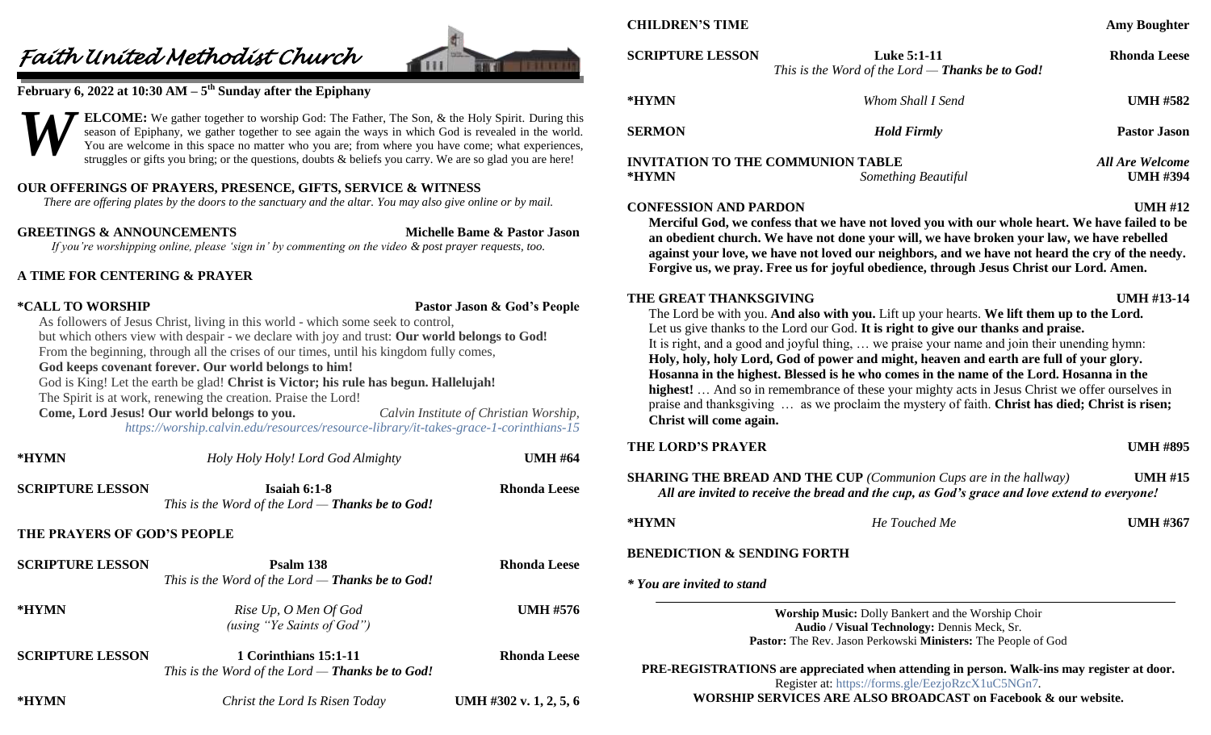# Faith United Methodist Church

**February 6, 2022 at 10:30 AM – 5th Sunday after the Epiphany**

**WELCOME:** We gather together to worship God: The Father, The Son, & the Holy Spirit. During this season of Epiphany, we gather together to see again the ways in which God is revealed in the world. You are welcome in this space no matter who you are; from where you have come; what experiences, struggles or gifts you bring; or the questions, doubts & beliefs you carry. We are so glad you are here!

**OUR OFFERINGS OF PRAYERS, PRESENCE, GIFTS, SERVICE & WITNESS**

*There are offering plates by the doors to the sanctuary and the altar. You may also give online or by mail.*

**GREETINGS & ANNOUNCEMENTS** — **Michelle Bame & Pastor Jason**

*If you're worshipping online, please 'sign in' by commenting on the video & post prayer requests, too.*

**A TIME FOR CENTERING & PRAYER**

**\*CALL TO WORSHIP** — **Pastor Jason & God's People**

As followers of Jesus Christ, living in this world - which some seek to control,
but which others view with despair - we declare with joy and trust: **Our world belongs to God!**
From the beginning, through all the crises of our times, until his kingdom fully comes,
**God keeps covenant forever. Our world belongs to him!**
God is King! Let the earth be glad! **Christ is Victor; his rule has begun. Hallelujah!**
The Spirit is at work, renewing the creation. Praise the Lord!
**Come, Lord Jesus! Our world belongs to you.** *Calvin Institute of Christian Worship,*
*https://worship.calvin.edu/resources/resource-library/it-takes-grace-1-corinthians-15*

**\*HYMN** — *Holy Holy Holy! Lord God Almighty* — **UMH #64**

**SCRIPTURE LESSON** — **Isaiah 6:1-8** — **Rhonda Leese**
*This is the Word of the Lord — **Thanks be to God!***

**THE PRAYERS OF GOD'S PEOPLE**

**SCRIPTURE LESSON** — **Psalm 138** — **Rhonda Leese**
*This is the Word of the Lord — **Thanks be to God!***

**\*HYMN** — *Rise Up, O Men Of God (using "Ye Saints of God")* — **UMH #576**

**SCRIPTURE LESSON** — **1 Corinthians 15:1-11** — **Rhonda Leese**
*This is the Word of the Lord — **Thanks be to God!***

**\*HYMN** — *Christ the Lord Is Risen Today* — **UMH #302 v. 1, 2, 5, 6**

**CHILDREN'S TIME** — **Amy Boughter**

**SCRIPTURE LESSON** — **Luke 5:1-11** — **Rhonda Leese**
*This is the Word of the Lord — **Thanks be to God!***

**\*HYMN** — *Whom Shall I Send* — **UMH #582**

**SERMON** — ***Hold Firmly*** — **Pastor Jason**

**INVITATION TO THE COMMUNION TABLE** — ***All Are Welcome***

**\*HYMN** — *Something Beautiful* — **UMH #394**

**CONFESSION AND PARDON** — **UMH #12**

**Merciful God, we confess that we have not loved you with our whole heart. We have failed to be an obedient church. We have not done your will, we have broken your law, we have rebelled against your love, we have not loved our neighbors, and we have not heard the cry of the needy. Forgive us, we pray. Free us for joyful obedience, through Jesus Christ our Lord. Amen.**

**THE GREAT THANKSGIVING** — **UMH #13-14**

The Lord be with you. **And also with you.** Lift up your hearts. **We lift them up to the Lord.**
Let us give thanks to the Lord our God. **It is right to give our thanks and praise.**
It is right, and a good and joyful thing, … we praise your name and join their unending hymn:
**Holy, holy, holy Lord, God of power and might, heaven and earth are full of your glory. Hosanna in the highest. Blessed is he who comes in the name of the Lord. Hosanna in the highest!** … And so in remembrance of these your mighty acts in Jesus Christ we offer ourselves in praise and thanksgiving … as we proclaim the mystery of faith. **Christ has died; Christ is risen; Christ will come again.**

**THE LORD'S PRAYER** — **UMH #895**

**SHARING THE BREAD AND THE CUP** *(Communion Cups are in the hallway)* — **UMH #15**
***All are invited to receive the bread and the cup, as God's grace and love extend to everyone!***

**\*HYMN** — *He Touched Me* — **UMH #367**

**BENEDICTION & SENDING FORTH**

***\* You are invited to stand***

---

**Worship Music:** Dolly Bankert and the Worship Choir
**Audio / Visual Technology:** Dennis Meck, Sr.
**Pastor:** The Rev. Jason Perkowski **Ministers:** The People of God

**PRE-REGISTRATIONS are appreciated when attending in person. Walk-ins may register at door.**
Register at: https://forms.gle/EezjoRzcX1uC5NGn7.
**WORSHIP SERVICES ARE ALSO BROADCAST on Facebook & our website.**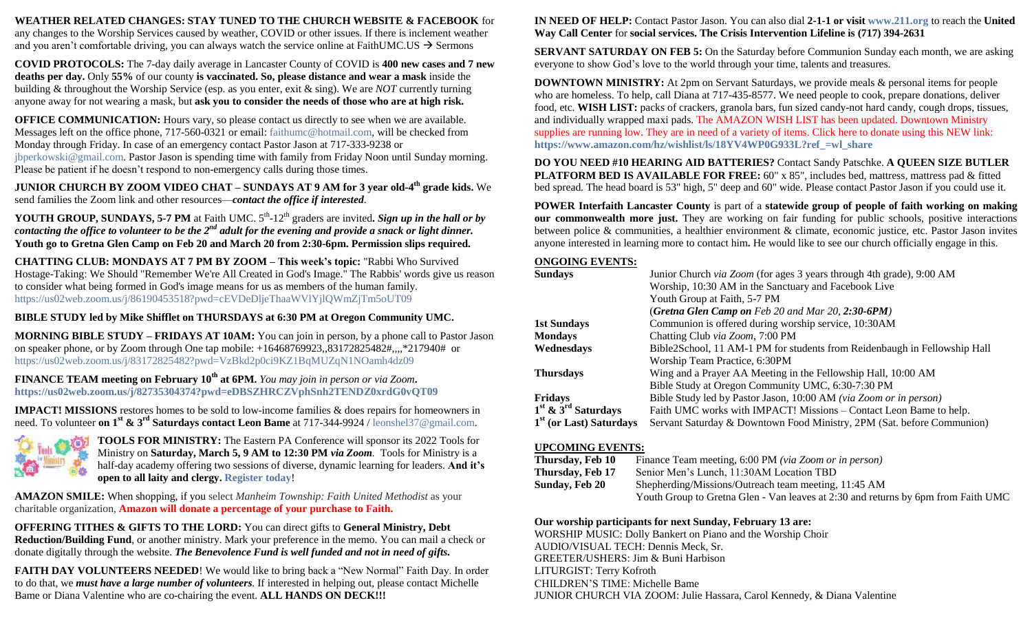**WEATHER RELATED CHANGES: STAY TUNED TO THE CHURCH WEBSITE & FACEBOOK** for any changes to the Worship Services caused by weather, COVID or other issues. If there is inclement weather and you aren't comfortable driving, you can always watch the service online at FaithUMC.US → Sermons

**COVID PROTOCOLS:** The 7-day daily average in Lancaster County of COVID is **400 new cases and 7 new deaths per day.** Only **55%** of our county **is vaccinated. So, please distance and wear a mask** inside the building & throughout the Worship Service (esp. as you enter, exit & sing). We are *NOT* currently turning anyone away for not wearing a mask, but **ask you to consider the needs of those who are at high risk.**

**OFFICE COMMUNICATION:** Hours vary, so please contact us directly to see when we are available. Messages left on the office phone, 717-560-0321 or email: faithumc@hotmail.com, will be checked from Monday through Friday. In case of an emergency contact Pastor Jason at 717-333-9238 or jbperkowski@gmail.com. Pastor Jason is spending time with family from Friday Noon until Sunday morning. Please be patient if he doesn't respond to non-emergency calls during those times.

**JUNIOR CHURCH BY ZOOM VIDEO CHAT – SUNDAYS AT 9 AM for 3 year old-4th grade kids.** We send families the Zoom link and other resources—***contact the office if interested***.

**YOUTH GROUP, SUNDAYS, 5-7 PM** at Faith UMC. 5th-12th graders are invited**.** ***Sign up in the hall or by contacting the office to volunteer to be the 2nd adult for the evening and provide a snack or light dinner.*** **Youth go to Gretna Glen Camp on Feb 20 and March 20 from 2:30-6pm. Permission slips required.**

**CHATTING CLUB: MONDAYS AT 7 PM BY ZOOM – This week's topic:** "Rabbi Who Survived Hostage-Taking: We Should "Remember We're All Created in God's Image." The Rabbis' words give us reason to consider what being formed in God's image means for us as members of the human family. https://us02web.zoom.us/j/86190453518?pwd=cEVDeDljeThaaWVlYjlQWmZjTm5oUT09

**BIBLE STUDY led by Mike Shifflet on THURSDAYS at 6:30 PM at Oregon Community UMC.**

**MORNING BIBLE STUDY – FRIDAYS AT 10AM:** You can join in person, by a phone call to Pastor Jason on speaker phone, or by Zoom through One tap mobile: +16468769923,,83172825482#,,,,*217940# or https://us02web.zoom.us/j/83172825482?pwd=VzBkd2p0ci9KZ1BqMUZqN1NOamh4dz09

**FINANCE TEAM meeting on February 10th at 6PM.** *You may join in person or via Zoom***. https://us02web.zoom.us/j/82735304374?pwd=eDBSZHRCZVphSnh2TENDZ0xrdG0vQT09**

**IMPACT! MISSIONS** restores homes to be sold to low-income families & does repairs for homeowners in need. To volunteer **on 1st & 3rd Saturdays contact Leon Bame** at 717-344-9924 / leonshel37@gmail.com.

**TOOLS FOR MINISTRY:** The Eastern PA Conference will sponsor its 2022 Tools for Ministry on **Saturday, March 5, 9 AM to 12:30 PM** *via Zoom.* Tools for Ministry is a half-day academy offering two sessions of diverse, dynamic learning for leaders. **And it's open to all laity and clergy. Register today**!

**AMAZON SMILE:** When shopping, if you select *Manheim Township: Faith United Methodist* as your charitable organization, **Amazon will donate a percentage of your purchase to Faith.**

**OFFERING TITHES & GIFTS TO THE LORD:** You can direct gifts to **General Ministry, Debt Reduction/Building Fund**, or another ministry. Mark your preference in the memo. You can mail a check or donate digitally through the website. ***The Benevolence Fund is well funded and not in need of gifts.***

**FAITH DAY VOLUNTEERS NEEDED**! We would like to bring back a "New Normal" Faith Day. In order to do that, we ***must have a large number of volunteers.*** If interested in helping out, please contact Michelle Bame or Diana Valentine who are co-chairing the event. **ALL HANDS ON DECK!!!**

**IN NEED OF HELP:** Contact Pastor Jason. You can also dial **2-1-1 or visit www.211.org** to reach the **United Way Call Center** for **social services. The Crisis Intervention Lifeline is (717) 394-2631**

**SERVANT SATURDAY ON FEB 5:** On the Saturday before Communion Sunday each month, we are asking everyone to show God's love to the world through your time, talents and treasures.

**DOWNTOWN MINISTRY:** At 2pm on Servant Saturdays, we provide meals & personal items for people who are homeless. To help, call Diana at 717-435-8577. We need people to cook, prepare donations, deliver food, etc. **WISH LIST:** packs of crackers, granola bars, fun sized candy-not hard candy, cough drops, tissues, and individually wrapped maxi pads. The AMAZON WISH LIST has been updated. Downtown Ministry supplies are running low. They are in need of a variety of items. Click here to donate using this NEW link: **https://www.amazon.com/hz/wishlist/ls/18YV4WP0G933L?ref_=wl_share**

**DO YOU NEED #10 HEARING AID BATTERIES?** Contact Sandy Patschke. **A QUEEN SIZE BUTLER PLATFORM BED IS AVAILABLE FOR FREE:** 60" x 85", includes bed, mattress, mattress pad & fitted bed spread. The head board is 53" high, 5" deep and 60" wide. Please contact Pastor Jason if you could use it.

**POWER Interfaith Lancaster County** is part of a **statewide group of people of faith working on making our commonwealth more just.** They are working on fair funding for public schools, positive interactions between police & communities, a healthier environment & climate, economic justice, etc. Pastor Jason invites anyone interested in learning more to contact him**.** He would like to see our church officially engage in this.

**ONGOING EVENTS:**

| | |
|---|---|
| **Sundays** | Junior Church *via Zoom* (for ages 3 years through 4th grade), 9:00 AM |
| | Worship, 10:30 AM in the Sanctuary and Facebook Live |
| | Youth Group at Faith, 5-7 PM |
| | (***Gretna Glen Camp on*** *Feb 20 and Mar 20,* ***2:30-6PM***) |
| **1st Sundays** | Communion is offered during worship service, 10:30AM |
| **Mondays** | Chatting Club *via Zoom*, 7:00 PM |
| **Wednesdays** | Bible2School, 11 AM-1 PM for students from Reidenbaugh in Fellowship Hall |
| | Worship Team Practice, 6:30PM |
| **Thursdays** | Wing and a Prayer AA Meeting in the Fellowship Hall, 10:00 AM |
| | Bible Study at Oregon Community UMC, 6:30-7:30 PM |
| **Fridays** | Bible Study led by Pastor Jason, 10:00 AM *(via Zoom or in person)* |
| **1st & 3rd Saturdays** | Faith UMC works with IMPACT! Missions – Contact Leon Bame to help. |
| **1st (or Last) Saturdays** | Servant Saturday & Downtown Food Ministry, 2PM (Sat. before Communion) |

**UPCOMING EVENTS:**

| | |
|---|---|
| **Thursday, Feb 10** | Finance Team meeting, 6:00 PM *(via Zoom or in person)* |
| **Thursday, Feb 17** | Senior Men's Lunch, 11:30AM Location TBD |
| **Sunday, Feb 20** | Shepherding/Missions/Outreach team meeting, 11:45 AM |
| | Youth Group to Gretna Glen - Van leaves at 2:30 and returns by 6pm from Faith UMC |

**Our worship participants for next Sunday, February 13 are:**

WORSHIP MUSIC: Dolly Bankert on Piano and the Worship Choir
AUDIO/VISUAL TECH: Dennis Meck, Sr.
GREETER/USHERS: Jim & Buni Harbison
LITURGIST: Terry Kofroth
CHILDREN'S TIME: Michelle Bame
JUNIOR CHURCH VIA ZOOM: Julie Hassara, Carol Kennedy, & Diana Valentine